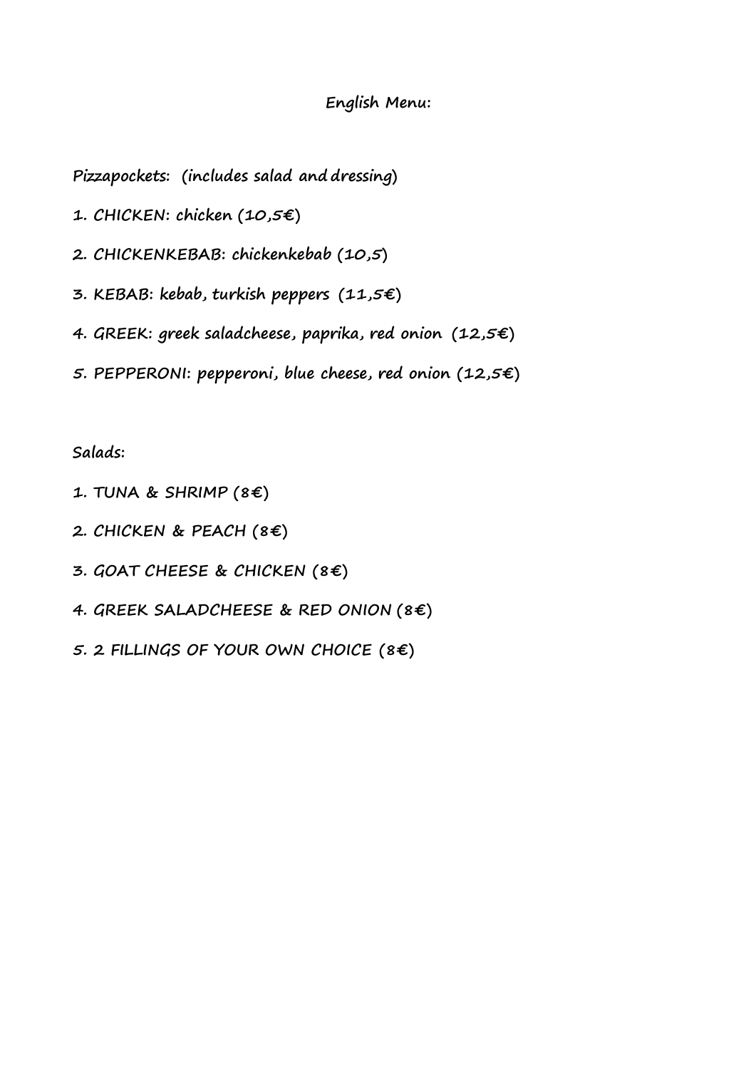**English Menu:**

**Pizzapockets: (includes salad and dressing)**

1. CHICKEN: chicken (10,5€)
2. CHICKENKEBAB: chickenkebab (10,5)
3. KEBAB: kebab, turkish peppers (11,5€)
4. GREEK: greek saladcheese, paprika, red onion (12,5€)
5. PEPPERONI: pepperoni, blue cheese, red onion (12,5€)

**Salads:**

1. TUNA & SHRIMP (8€)
2. CHICKEN & PEACH (8€)
3. GOAT CHEESE & CHICKEN (8€)
4. GREEK SALADCHEESE & RED ONION (8€)
5. 2 FILLINGS OF YOUR OWN CHOICE (8€)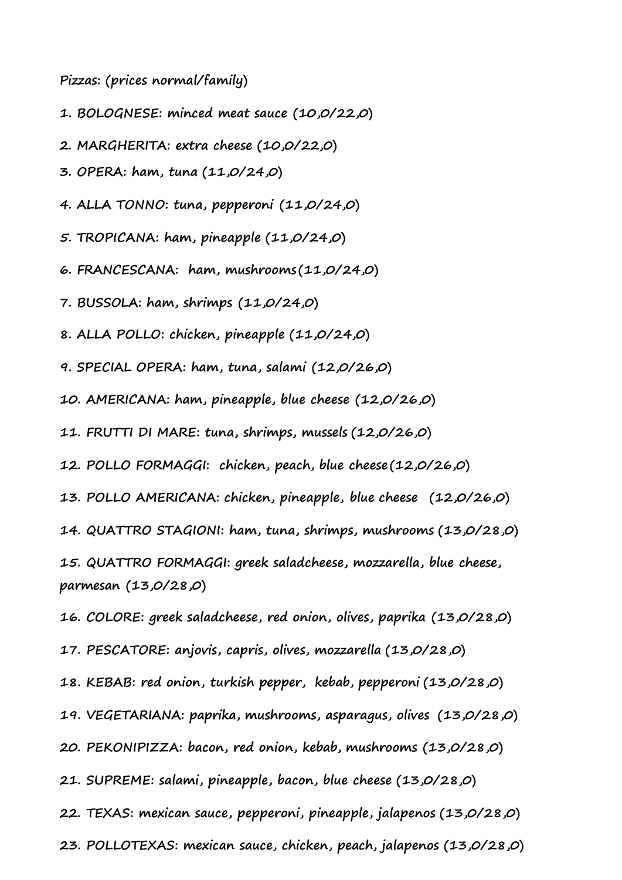**Pizzas: (prices normal/family)**

1. **BOLOGNESE: minced meat sauce (10,0/22,0)**
2. **MARGHERITA: extra cheese (10,0/22,0)**
3. **OPERA: ham, tuna (11,0/24,0)**
4. **ALLA TONNO: tuna, pepperoni (11,0/24,0)**
5. **TROPICANA: ham, pineapple (11,0/24,0)**
6. **FRANCESCANA: ham, mushrooms(11,0/24,0)**
7. **BUSSOLA: ham, shrimps (11,0/24,0)**
8. **ALLA POLLO: chicken, pineapple (11,0/24,0)**
9. **SPECIAL OPERA: ham, tuna, salami (12,0/26,0)**
10. **AMERICANA: ham, pineapple, blue cheese (12,0/26,0)**
11. **FRUTTI DI MARE: tuna, shrimps, mussels (12,0/26,0)**
12. **POLLO FORMAGGI: chicken, peach, blue cheese(12,0/26,0)**
13. **POLLO AMERICANA: chicken, pineapple, blue cheese (12,0/26,0)**
14. **QUATTRO STAGIONI: ham, tuna, shrimps, mushrooms (13,0/28,0)**
15. **QUATTRO FORMAGGI: greek saladcheese, mozzarella, blue cheese, parmesan (13,0/28,0)**
16. **COLORE: greek saladcheese, red onion, olives, paprika (13,0/28,0)**
17. **PESCATORE: anjovis, capris, olives, mozzarella (13,0/28,0)**
18. **KEBAB: red onion, turkish pepper, kebab, pepperoni (13,0/28,0)**
19. **VEGETARIANA: paprika, mushrooms, asparagus, olives (13,0/28,0)**
20. **PEKONIPIZZA: bacon, red onion, kebab, mushrooms (13,0/28,0)**
21. **SUPREME: salami, pineapple, bacon, blue cheese (13,0/28,0)**
22. **TEXAS: mexican sauce, pepperoni, pineapple, jalapenos (13,0/28,0)**
23. **POLLOTEXAS: mexican sauce, chicken, peach, jalapenos (13,0/28,0)**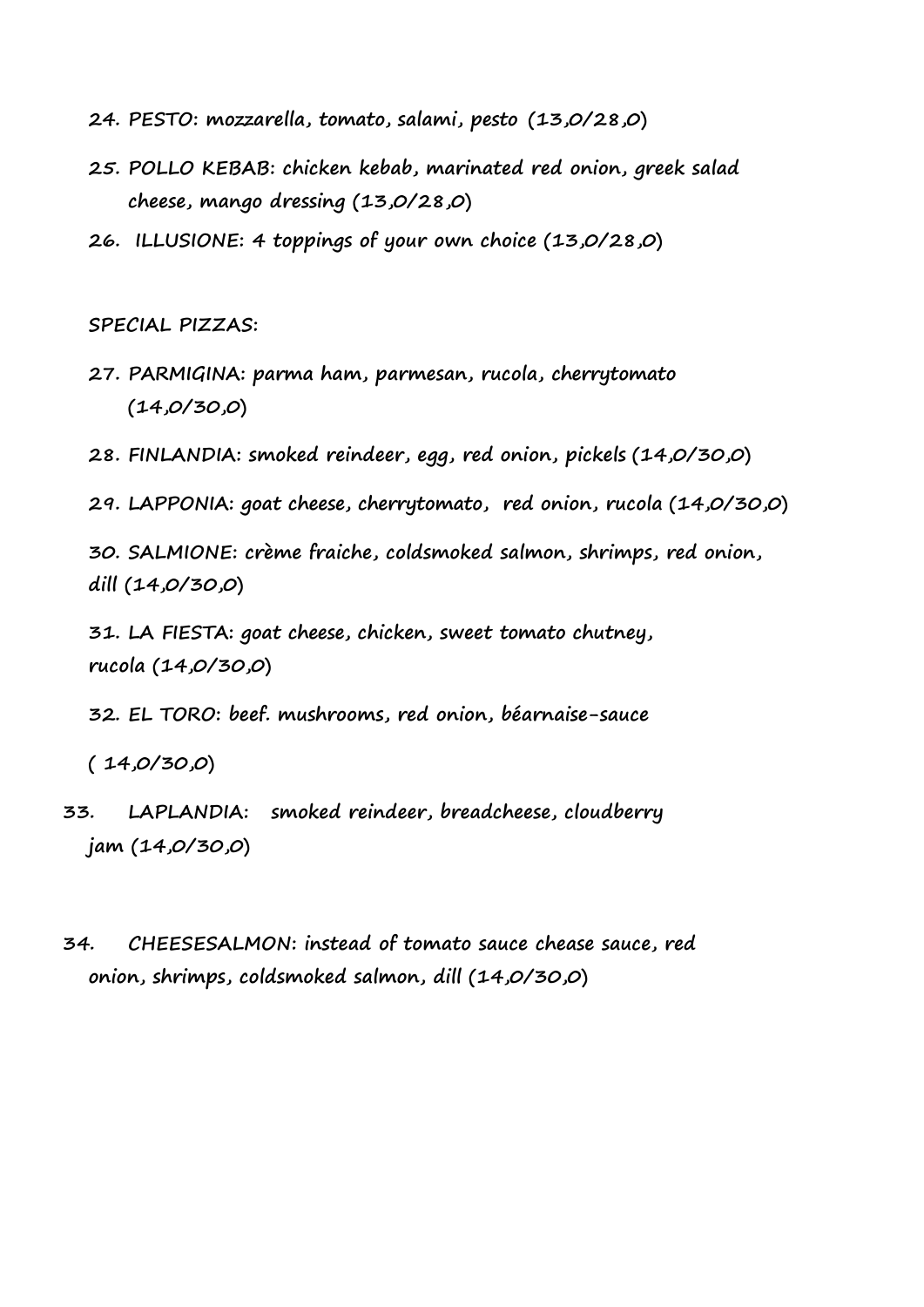24. PESTO: mozzarella, tomato, salami, pesto (13,0/28,0)

25. POLLO KEBAB: chicken kebab, marinated red onion, greek salad cheese, mango dressing (13,0/28,0)

26. ILLUSIONE: 4 toppings of your own choice (13,0/28,0)

SPECIAL PIZZAS:

27. PARMIGINA: parma ham, parmesan, rucola, cherrytomato (14,0/30,0)

28. FINLANDIA: smoked reindeer, egg, red onion, pickels (14,0/30,0)

29. LAPPONIA: goat cheese, cherrytomato, red onion, rucola (14,0/30,0)

30. SALMIONE: crème fraiche, coldsmoked salmon, shrimps, red onion, dill (14,0/30,0)

31. LA FIESTA: goat cheese, chicken, sweet tomato chutney, rucola (14,0/30,0)

32. EL TORO: beef. mushrooms, red onion, béarnaise-sauce

( 14,0/30,0)

33. LAPLANDIA: smoked reindeer, breadcheese, cloudberry jam (14,0/30,0)

34. CHEESESALMON: instead of tomato sauce chease sauce, red onion, shrimps, coldsmoked salmon, dill (14,0/30,0)